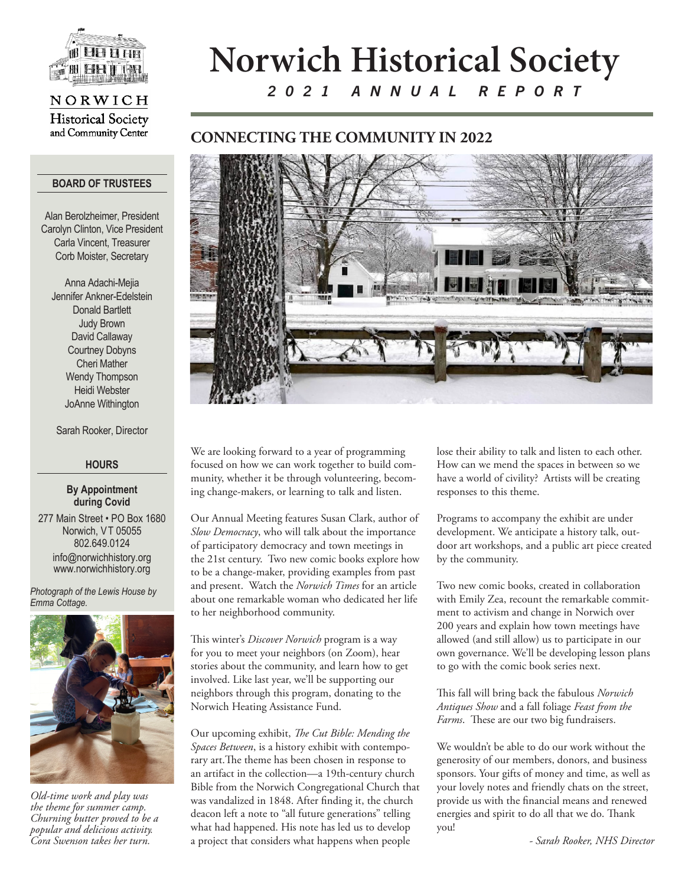# Norwich Historical Society

*2021 ANNUAL REPORT*

NORWICH Historical Society and Community Center

**BOARD OF TRUSTEES**

Alan Berolzheimer, President
Carolyn Clinton, Vice President
Carla Vincent, Treasurer
Corb Moister, Secretary

Anna Adachi-Mejia
Jennifer Ankner-Edelstein
Donald Bartlett
Judy Brown
David Callaway
Courtney Dobyns
Cheri Mather
Wendy Thompson
Heidi Webster
JoAnne Withington

Sarah Rooker, Director

**HOURS**

**By Appointment during Covid**

277 Main Street • PO Box 1680
Norwich, VT 05055
802.649.0124
info@norwichhistory.org
www.norwichhistory.org

*Photograph of the Lewis House by Emma Cottage.*

*Old-time work and play was the theme for summer camp. Churning butter proved to be a popular and delicious activity. Cora Swenson takes her turn.*

## CONNECTING THE COMMUNITY IN 2022

We are looking forward to a year of programming focused on how we can work together to build community, whether it be through volunteering, becoming change-makers, or learning to talk and listen.

Our Annual Meeting features Susan Clark, author of *Slow Democracy*, who will talk about the importance of participatory democracy and town meetings in the 21st century. Two new comic books explore how to be a change-maker, providing examples from past and present. Watch the *Norwich Times* for an article about one remarkable woman who dedicated her life to her neighborhood community.

This winter's *Discover Norwich* program is a way for you to meet your neighbors (on Zoom), hear stories about the community, and learn how to get involved. Like last year, we'll be supporting our neighbors through this program, donating to the Norwich Heating Assistance Fund.

Our upcoming exhibit, *The Cut Bible: Mending the Spaces Between*, is a history exhibit with contemporary art.The theme has been chosen in response to an artifact in the collection—a 19th-century church Bible from the Norwich Congregational Church that was vandalized in 1848. After finding it, the church deacon left a note to "all future generations" telling what had happened. His note has led us to develop a project that considers what happens when people lose their ability to talk and listen to each other. How can we mend the spaces in between so we have a world of civility? Artists will be creating responses to this theme.

Programs to accompany the exhibit are under development. We anticipate a history talk, outdoor art workshops, and a public art piece created by the community.

Two new comic books, created in collaboration with Emily Zea, recount the remarkable commitment to activism and change in Norwich over 200 years and explain how town meetings have allowed (and still allow) us to participate in our own governance. We'll be developing lesson plans to go with the comic book series next.

This fall will bring back the fabulous *Norwich Antiques Show* and a fall foliage *Feast from the Farms*. These are our two big fundraisers.

We wouldn't be able to do our work without the generosity of our members, donors, and business sponsors. Your gifts of money and time, as well as your lovely notes and friendly chats on the street, provide us with the financial means and renewed energies and spirit to do all that we do. Thank you!

*- Sarah Rooker, NHS Director*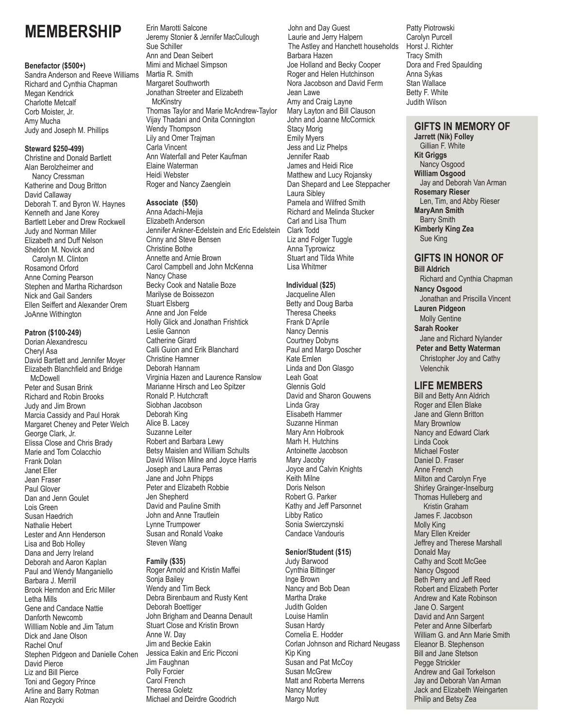# MEMBERSHIP

**Benefactor ($500+)**

Sandra Anderson and Reeve Williams
Richard and Cynthia Chapman
Megan Kendrick
Charlotte Metcalf
Corb Moister, Jr.
Amy Mucha
Judy and Joseph M. Phillips

**Steward $250-499)**

Christine and Donald Bartlett
Alan Berolzheimer and Nancy Cressman
Katherine and Doug Britton
David Callaway
Deborah T. and Byron W. Haynes
Kenneth and Jane Korey
Bartlett Leber and Drew Rockwell
Judy and Norman Miller
Elizabeth and Duff Nelson
Sheldon M. Novick and Carolyn M. Clinton
Rosamond Orford
Anne Corning Pearson
Stephen and Martha Richardson
Nick and Gail Sanders
Ellen Seiffert and Alexander Orem
JoAnne Withington

**Patron ($100-249)**

Dorian Alexandrescu
Cheryl Asa
David Bartlett and Jennifer Moyer
Elizabeth Blanchfield and Bridge McDowell
Peter and Susan Brink
Richard and Robin Brooks
Judy and Jim Brown
Marcia Cassidy and Paul Horak
Margaret Cheney and Peter Welch
George Clark, Jr.
Elissa Close and Chris Brady
Marie and Tom Colacchio
Frank Dolan
Janet Eller
Jean Fraser
Paul Glover
Dan and Jenn Goulet
Lois Green
Susan Haedrich
Nathalie Hebert
Lester and Ann Henderson
Lisa and Bob Holley
Dana and Jerry Ireland
Deborah and Aaron Kaplan
Paul and Wendy Manganiello
Barbara J. Merrill
Brook Herndon and Eric Miller
Letha Mills
Gene and Candace Nattie
Danforth Newcomb
Willliam Noble and Jim Tatum
Dick and Jane Olson
Rachel Onuf
Stephen Pidgeon and Danielle Cohen
David Pierce
Liz and Bill Pierce
Toni and Gegory Prince
Arline and Barry Rotman
Alan Rozycki
Erin Marotti Salcone
Jeremy Stonier & Jennifer MacCullough
Sue Schiller
Ann and Dean Seibert
Mimi and Michael Simpson
Martia R. Smith
Margaret Southworth
Jonathan Streeter and Elizabeth McKinstry
Thomas Taylor and Marie McAndrew-Taylor
Vijay Thadani and Onita Connington
Wendy Thompson
Lily and Omer Trajman
Carla Vincent
Ann Waterfall and Peter Kaufman
Elaine Waterman
Heidi Webster
Roger and Nancy Zaenglein

**Associate ($50)**

Anna Adachi-Mejia
Elizabeth Anderson
Jennifer Ankner-Edelstein and Eric Edelstein
Cinny and Steve Bensen
Christine Bothe
Annette and Arnie Brown
Carol Campbell and John McKenna
Nancy Chase
Becky Cook and Natalie Boze
Marilyse de Boissezon
Stuart Elsberg
Anne and Jon Felde
Holly Glick and Jonathan Frishtick
Leslie Gannon
Catherine Girard
Calli Guion and Erik Blanchard
Christine Hamner
Deborah Hannam
Virginia Hazen and Laurence Ranslow
Marianne Hirsch and Leo Spitzer
Ronald P. Hutchcraft
Siobhan Jacobson
Deborah King
Alice B. Lacey
Suzanne Leiter
Robert and Barbara Lewy
Betsy Maislen and William Schults
David Wilson Milne and Joyce Harris
Joseph and Laura Perras
Jane and John Phipps
Peter and Elizabeth Robbie
Jen Shepherd
David and Pauline Smith
John and Anne Trautlein
Lynne Trumpower
Susan and Ronald Voake
Steven Wang
John and Day Guest
Laurie and Jerry Halpern
The Astley and Hanchett households
Barbara Hazen
Joe Holland and Becky Cooper
Roger and Helen Hutchinson
Nora Jacobson and David Ferm
Jean Lawe
Amy and Craig Layne
Mary Layton and Bill Clauson
John and Joanne McCormick
Stacy Morig
Emily Myers
Jess and Liz Phelps
Jennifer Raab
James and Heidi Rice
Matthew and Lucy Rojansky
Dan Shepard and Lee Steppacher
Laura Sibley
Pamela and Wilfred Smith
Richard and Melinda Stucker
Carl and Lisa Thum
Clark Todd
Liz and Folger Tuggle
Anna Typrowicz
Stuart and Tilda White
Lisa Whitmer

**Family ($35)**

Roger Arnold and Kristin Maffei
Sonja Bailey
Wendy and Tim Beck
Debra Birenbaum and Rusty Kent
Deborah Boettiger
John Brigham and Deanna Denault
Stuart Close and Kristin Brown
Anne W. Day
Jim and Beckie Eakin
Jessica Eakin and Eric Picconi
Jim Faughnan
Polly Forcier
Carol French
Theresa Goletz
Michael and Deirdre Goodrich

**Individual ($25)**

Jacqueline Allen
Betty and Doug Barba
Theresa Cheeks
Frank D'Aprile
Nancy Dennis
Courtney Dobyns
Paul and Margo Doscher
Kate Emlen
Linda and Don Glasgo
Leah Goat
Glennis Gold
David and Sharon Gouwens
Linda Gray
Elisabeth Hammer
Suzanne Hinman
Mary Ann Holbrook
Marh H. Hutchins
Antoinette Jacobson
Mary Jacoby
Joyce and Calvin Knights
Keith Milne
Doris Nelson
Robert G. Parker
Kathy and Jeff Parsonnet
Libby Ratico
Sonia Swierczynski
Candace Vandouris

**Senior/Student ($15)**

Judy Barwood
Cynthia Bittinger
Inge Brown
Nancy and Bob Dean
Martha Drake
Judith Golden
Louise Hamlin
Susan Hardy
Cornelia E. Hodder
Corlan Johnson and Richard Neugass
Kip King
Susan and Pat McCoy
Susan McGrew
Matt and Roberta Merrens
Nancy Morley
Margo Nutt
Patty Piotrowski
Carolyn Purcell
Horst J. Richter
Tracy Smith
Dora and Fred Spaulding
Anna Sykas
Stan Wallace
Betty F. White
Judith Wilson

## GIFTS IN MEMORY OF

**Jarrett (Nik) Folley**
Gillian F. White
**Kit Griggs**
Nancy Osgood
**William Osgood**
Jay and Deborah Van Arman
**Rosemary Rieser**
Len, Tim, and Abby Rieser
**MaryAnn Smith**
Barry Smith
**Kimberly King Zea**
Sue King

## GIFTS IN HONOR OF

**Bill Aldrich**
Richard and Cynthia Chapman
**Nancy Osgood**
Jonathan and Priscilla Vincent
**Lauren Pidgeon**
Molly Gentine
**Sarah Rooker**
Jane and Richard Nylander
**Peter and Betty Waterman**
Christopher Joy and Cathy Velenchik

## LIFE MEMBERS

Bill and Betty Ann Aldrich
Roger and Ellen Blake
Jane and Glenn Britton
Mary Brownlow
Nancy and Edward Clark
Linda Cook
Michael Foster
Daniel D. Fraser
Anne French
Milton and Carolyn Frye
Shirley Grainger-Inselburg
Thomas Hulleberg and Kristin Graham
James F. Jacobson
Molly King
Mary Ellen Kreider
Jeffrey and Therese Marshall
Donald May
Cathy and Scott McGee
Nancy Osgood
Beth Perry and Jeff Reed
Robert and Elizabeth Porter
Andrew and Kate Robinson
Jane O. Sargent
David and Ann Sargent
Peter and Anne Silberfarb
William G. and Ann Marie Smith
Eleanor B. Stephenson
Bill and Jane Stetson
Pegge Strickler
Andrew and Gail Torkelson
Jay and Deborah Van Arman
Jack and Elizabeth Weingarten
Philip and Betsy Zea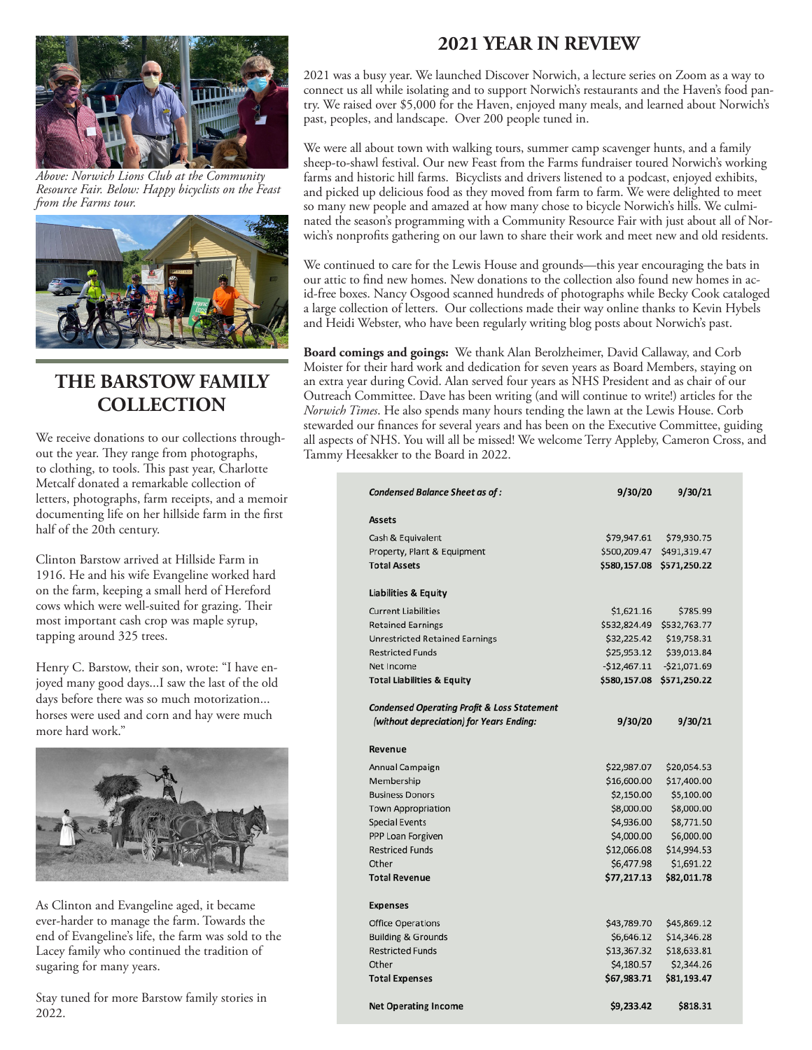Above: Norwich Lions Club at the Community Resource Fair. Below: Happy bicyclists on the Feast from the Farms tour.

## THE BARSTOW FAMILY COLLECTION

We receive donations to our collections throughout the year. They range from photographs, to clothing, to tools. This past year, Charlotte Metcalf donated a remarkable collection of letters, photographs, farm receipts, and a memoir documenting life on her hillside farm in the first half of the 20th century.

Clinton Barstow arrived at Hillside Farm in 1916. He and his wife Evangeline worked hard on the farm, keeping a small herd of Hereford cows which were well-suited for grazing. Their most important cash crop was maple syrup, tapping around 325 trees.

Henry C. Barstow, their son, wrote: "I have enjoyed many good days...I saw the last of the old days before there was so much motorization... horses were used and corn and hay were much more hard work."

As Clinton and Evangeline aged, it became ever-harder to manage the farm. Towards the end of Evangeline's life, the farm was sold to the Lacey family who continued the tradition of sugaring for many years.

Stay tuned for more Barstow family stories in 2022.

## 2021 YEAR IN REVIEW

2021 was a busy year. We launched Discover Norwich, a lecture series on Zoom as a way to connect us all while isolating and to support Norwich's restaurants and the Haven's food pantry. We raised over $5,000 for the Haven, enjoyed many meals, and learned about Norwich's past, peoples, and landscape. Over 200 people tuned in.

We were all about town with walking tours, summer camp scavenger hunts, and a family sheep-to-shawl festival. Our new Feast from the Farms fundraiser toured Norwich's working farms and historic hill farms. Bicyclists and drivers listened to a podcast, enjoyed exhibits, and picked up delicious food as they moved from farm to farm. We were delighted to meet so many new people and amazed at how many chose to bicycle Norwich's hills. We culminated the season's programming with a Community Resource Fair with just about all of Norwich's nonprofits gathering on our lawn to share their work and meet new and old residents.

We continued to care for the Lewis House and grounds—this year encouraging the bats in our attic to find new homes. New donations to the collection also found new homes in acid-free boxes. Nancy Osgood scanned hundreds of photographs while Becky Cook cataloged a large collection of letters. Our collections made their way online thanks to Kevin Hybels and Heidi Webster, who have been regularly writing blog posts about Norwich's past.

**Board comings and goings:** We thank Alan Berolzheimer, David Callaway, and Corb Moister for their hard work and dedication for seven years as Board Members, staying on an extra year during Covid. Alan served four years as NHS President and as chair of our Outreach Committee. Dave has been writing (and will continue to write!) articles for the *Norwich Times*. He also spends many hours tending the lawn at the Lewis House. Corb stewarded our finances for several years and has been on the Executive Committee, guiding all aspects of NHS. You will all be missed! We welcome Terry Appleby, Cameron Cross, and Tammy Heesakker to the Board in 2022.

| ***Condensed Balance Sheet as of :*** | **9/30/20** | **9/30/21** |
|---|---|---|
| **Assets** | | |
| Cash & Equivalent | $79,947.61 | $79,930.75 |
| Property, Plant & Equipment | $500,209.47 | $491,319.47 |
| **Total Assets** | **$580,157.08** | **$571,250.22** |
| **Liabilities & Equity** | | |
| Current Liabilities | $1,621.16 | $785.99 |
| Retained Earnings | $532,824.49 | $532,763.77 |
| Unrestricted Retained Earnings | $32,225.42 | $19,758.31 |
| Restricted Funds | $25,953.12 | $39,013.84 |
| Net Income | -$12,467.11 | -$21,071.69 |
| **Total Liabilities & Equity** | **$580,157.08** | **$571,250.22** |
| ***Condensed Operating Profit & Loss Statement (without depreciation) for Years Ending:*** | **9/30/20** | **9/30/21** |
| **Revenue** | | |
| Annual Campaign | $22,987.07 | $20,054.53 |
| Membership | $16,600.00 | $17,400.00 |
| Business Donors | $2,150.00 | $5,100.00 |
| Town Appropriation | $8,000.00 | $8,000.00 |
| Special Events | $4,936.00 | $8,771.50 |
| PPP Loan Forgiven | $4,000.00 | $6,000.00 |
| Restriced Funds | $12,066.08 | $14,994.53 |
| Other | $6,477.98 | $1,691.22 |
| **Total Revenue** | **$77,217.13** | **$82,011.78** |
| **Expenses** | | |
| Office Operations | $43,789.70 | $45,869.12 |
| Building & Grounds | $6,646.12 | $14,346.28 |
| Restricted Funds | $13,367.32 | $18,633.81 |
| Other | $4,180.57 | $2,344.26 |
| **Total Expenses** | **$67,983.71** | **$81,193.47** |
| **Net Operating Income** | **$9,233.42** | **$818.31** |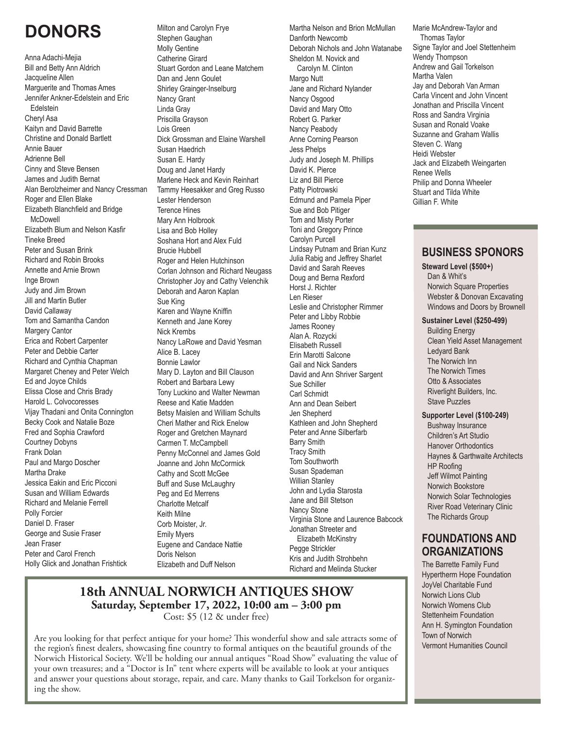# DONORS

Anna Adachi-Mejia
Bill and Betty Ann Aldrich
Jacqueline Allen
Marguerite and Thomas Ames
Jennifer Ankner-Edelstein and Eric Edelstein
Cheryl Asa
Kaityn and David Barrette
Christine and Donald Bartlett
Annie Bauer
Adrienne Bell
Cinny and Steve Bensen
James and Judith Bernat
Alan Berolzheimer and Nancy Cressman
Roger and Ellen Blake
Elizabeth Blanchfield and Bridge McDowell
Elizabeth Blum and Nelson Kasfir
Tineke Breed
Peter and Susan Brink
Richard and Robin Brooks
Annette and Arnie Brown
Inge Brown
Judy and Jim Brown
Jill and Martin Butler
David Callaway
Tom and Samantha Candon
Margery Cantor
Erica and Robert Carpenter
Peter and Debbie Carter
Richard and Cynthia Chapman
Margaret Cheney and Peter Welch
Ed and Joyce Childs
Elissa Close and Chris Brady
Harold L. Colvocoresses
Vijay Thadani and Onita Connington
Becky Cook and Natalie Boze
Fred and Sophia Crawford
Courtney Dobyns
Frank Dolan
Paul and Margo Doscher
Martha Drake
Jessica Eakin and Eric Picconi
Susan and William Edwards
Richard and Melanie Ferrell
Polly Forcier
Daniel D. Fraser
George and Susie Fraser
Jean Fraser
Peter and Carol French
Holly Glick and Jonathan Frishtick
Milton and Carolyn Frye
Stephen Gaughan
Molly Gentine
Catherine Girard
Stuart Gordon and Leane Matchem
Dan and Jenn Goulet
Shirley Grainger-Inselburg
Nancy Grant
Linda Gray
Priscilla Grayson
Lois Green
Dick Grossman and Elaine Warshell
Susan Haedrich
Susan E. Hardy
Doug and Janet Hardy
Marlene Heck and Kevin Reinhart
Tammy Heesakker and Greg Russo
Lester Henderson
Terence Hines
Mary Ann Holbrook
Lisa and Bob Holley
Soshana Hort and Alex Fuld
Brucie Hubbell
Roger and Helen Hutchinson
Corlan Johnson and Richard Neugass
Christopher Joy and Cathy Velenchik
Deborah and Aaron Kaplan
Sue King
Karen and Wayne Kniffin
Kenneth and Jane Korey
Nick Krembs
Nancy LaRowe and David Yesman
Alice B. Lacey
Bonnie Lawlor
Mary D. Layton and Bill Clauson
Robert and Barbara Lewy
Tony Luckino and Walter Newman
Reese and Katie Madden
Betsy Maislen and William Schults
Cheri Mather and Rick Enelow
Roger and Gretchen Maynard
Carmen T. McCampbell
Penny McConnel and James Gold
Joanne and John McCormick
Cathy and Scott McGee
Buff and Suse McLaughry
Peg and Ed Merrens
Charlotte Metcalf
Keith Milne
Corb Moister, Jr.
Emily Myers
Eugene and Candace Nattie
Doris Nelson
Elizabeth and Duff Nelson
Martha Nelson and Brion McMullan
Danforth Newcomb
Deborah Nichols and John Watanabe
Sheldon M. Novick and Carolyn M. Clinton
Margo Nutt
Jane and Richard Nylander
Nancy Osgood
David and Mary Otto
Robert G. Parker
Nancy Peabody
Anne Corning Pearson
Jess Phelps
Judy and Joseph M. Phillips
David K. Pierce
Liz and Bill Pierce
Patty Piotrowski
Edmund and Pamela Piper
Sue and Bob Pitiger
Tom and Misty Porter
Toni and Gregory Prince
Carolyn Purcell
Lindsay Putnam and Brian Kunz
Julia Rabig and Jeffrey Sharlet
David and Sarah Reeves
Doug and Berna Rexford
Horst J. Richter
Len Rieser
Leslie and Christopher Rimmer
Peter and Libby Robbie
James Rooney
Alan A. Rozycki
Elisabeth Russell
Erin Marotti Salcone
Gail and Nick Sanders
David and Ann Shriver Sargent
Sue Schiller
Carl Schmidt
Ann and Dean Seibert
Jen Shepherd
Kathleen and John Shepherd
Peter and Anne Silberfarb
Barry Smith
Tracy Smith
Tom Southworth
Susan Spademan
Willian Stanley
John and Lydia Starosta
Jane and Bill Stetson
Nancy Stone
Virginia Stone and Laurence Babcock
Jonathan Streeter and Elizabeth McKinstry
Pegge Strickler
Kris and Judith Strohbehn
Richard and Melinda Stucker
Marie McAndrew-Taylor and Thomas Taylor
Signe Taylor and Joel Stettenheim
Wendy Thompson
Andrew and Gail Torkelson
Martha Valen
Jay and Deborah Van Arman
Carla Vincent and John Vincent
Jonathan and Priscilla Vincent
Ross and Sandra Virginia
Susan and Ronald Voake
Suzanne and Graham Wallis
Steven C. Wang
Heidi Webster
Jack and Elizabeth Weingarten
Renee Wells
Philip and Donna Wheeler
Stuart and Tilda White
Gillian F. White

## BUSINESS SPONSORS

**Steward Level ($500+)**

Dan & Whit's
Norwich Square Properties
Webster & Donovan Excavating
Windows and Doors by Brownell

**Sustainer Level ($250-499)**

Building Energy
Clean Yield Asset Management
Ledyard Bank
The Norwich Inn
The Norwich Times
Otto & Associates
Riverlight Builders, Inc.
Stave Puzzles

**Supporter Level ($100-249)**

Bushway Insurance
Children's Art Studio
Hanover Orthodontics
Haynes & Garthwaite Architects
HP Roofing
Jeff Wilmot Painting
Norwich Bookstore
Norwich Solar Technologies
River Road Veterinary Clinic
The Richards Group

## FOUNDATIONS AND ORGANIZATIONS

The Barrette Family Fund
Hypertherm Hope Foundation
JoyVel Charitable Fund
Norwich Lions Club
Norwich Womens Club
Stettenheim Foundation
Ann H. Symington Foundation
Town of Norwich
Vermont Humanities Council

## 18th ANNUAL NORWICH ANTIQUES SHOW

**Saturday, September 17, 2022, 10:00 am – 3:00 pm**

Cost: $5 (12 & under free)

Are you looking for that perfect antique for your home? This wonderful show and sale attracts some of the region's finest dealers, showcasing fine country to formal antiques on the beautiful grounds of the Norwich Historical Society. We'll be holding our annual antiques "Road Show" evaluating the value of your own treasures; and a "Doctor is In" tent where experts will be available to look at your antiques and answer your questions about storage, repair, and care. Many thanks to Gail Torkelson for organizing the show.